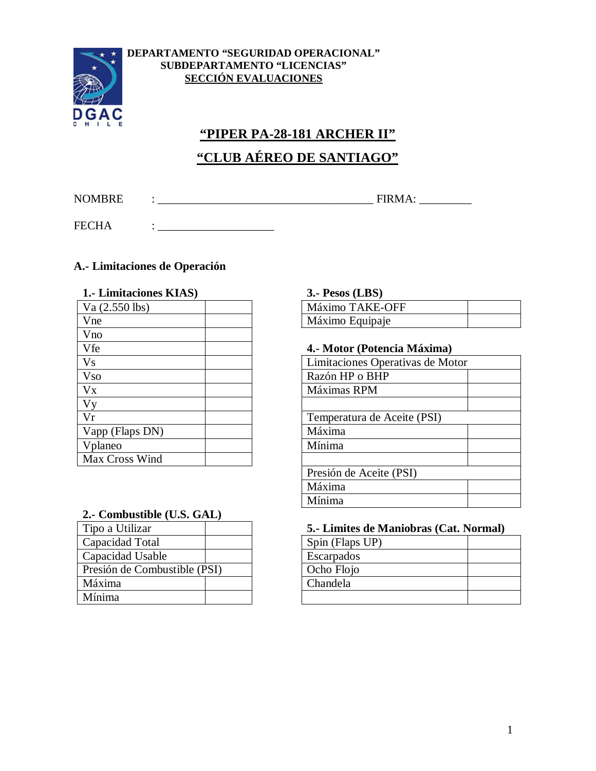**DEPARTAMENTO "SEGURIDAD OPERACIONAL"**
**SUBDEPARTAMENTO "LICENCIAS"**
**SECCIÓN EVALUACIONES**

# "PIPER PA-28-181 ARCHER II"

# "CLUB AÉREO DE SANTIAGO"

NOMBRE : ______________________________________ FIRMA: _________

FECHA : ____________________

## A.- Limitaciones de Operación

### 1.- Limitaciones KIAS)

| | |
|---|---|
| Va (2.550 lbs) | |
| Vne | |
| Vno | |
| Vfe | |
| Vs | |
| Vso | |
| Vx | |
| Vy | |
| Vr | |
| Vapp (Flaps DN) | |
| Vplaneo | |
| Max Cross Wind | |

### 2.- Combustible (U.S. GAL)

| | |
|---|---|
| Tipo a Utilizar | |
| Capacidad Total | |
| Capacidad Usable | |
| Presión de Combustible (PSI) | |
| Máxima | |
| Mínima | |

### 3.- Pesos (LBS)

| | |
|---|---|
| Máximo TAKE-OFF | |
| Máximo Equipaje | |

### 4.- Motor (Potencia Máxima)

| | |
|---|---|
| Limitaciones Operativas de Motor | |
| Razón HP o BHP | |
| Máximas RPM | |
| | |
| Temperatura de Aceite (PSI) | |
| Máxima | |
| Mínima | |
| | |
| Presión de Aceite (PSI) | |
| Máxima | |
| Mínima | |

### 5.- Limites de Maniobras (Cat. Normal)

| | |
|---|---|
| Spin (Flaps UP) | |
| Escarpados | |
| Ocho Flojo | |
| Chandela | |
| | |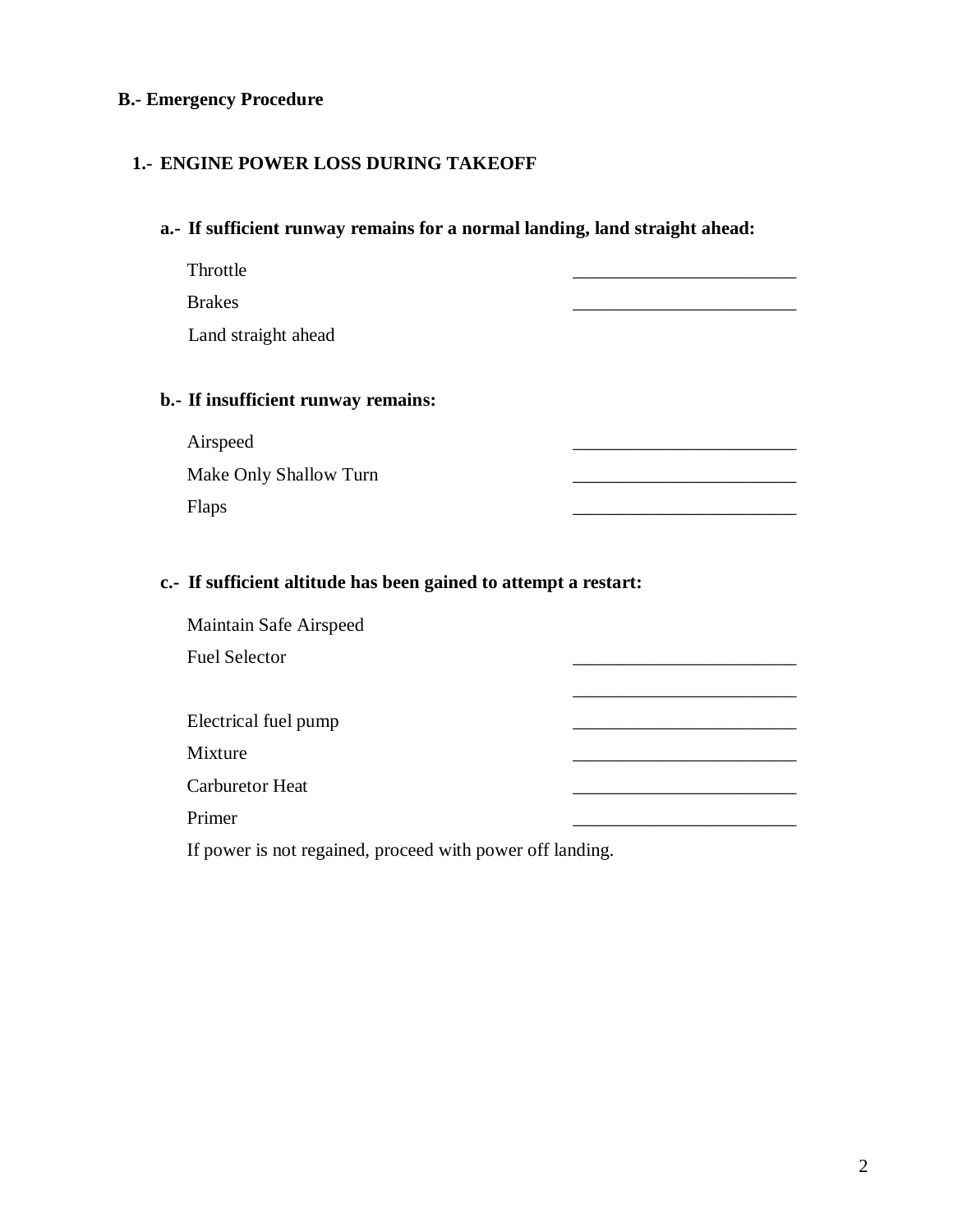## B.- Emergency Procedure

### 1.- ENGINE POWER LOSS DURING TAKEOFF

**a.- If sufficient runway remains for a normal landing, land straight ahead:**

Throttle ________________________

Brakes ________________________

Land straight ahead

**b.- If insufficient runway remains:**

Airspeed ________________________

Make Only Shallow Turn ________________________

Flaps ________________________

**c.- If sufficient altitude has been gained to attempt a restart:**

Maintain Safe Airspeed

Fuel Selector ________________________

________________________

Electrical fuel pump ________________________

Mixture ________________________

Carburetor Heat ________________________

Primer ________________________

If power is not regained, proceed with power off landing.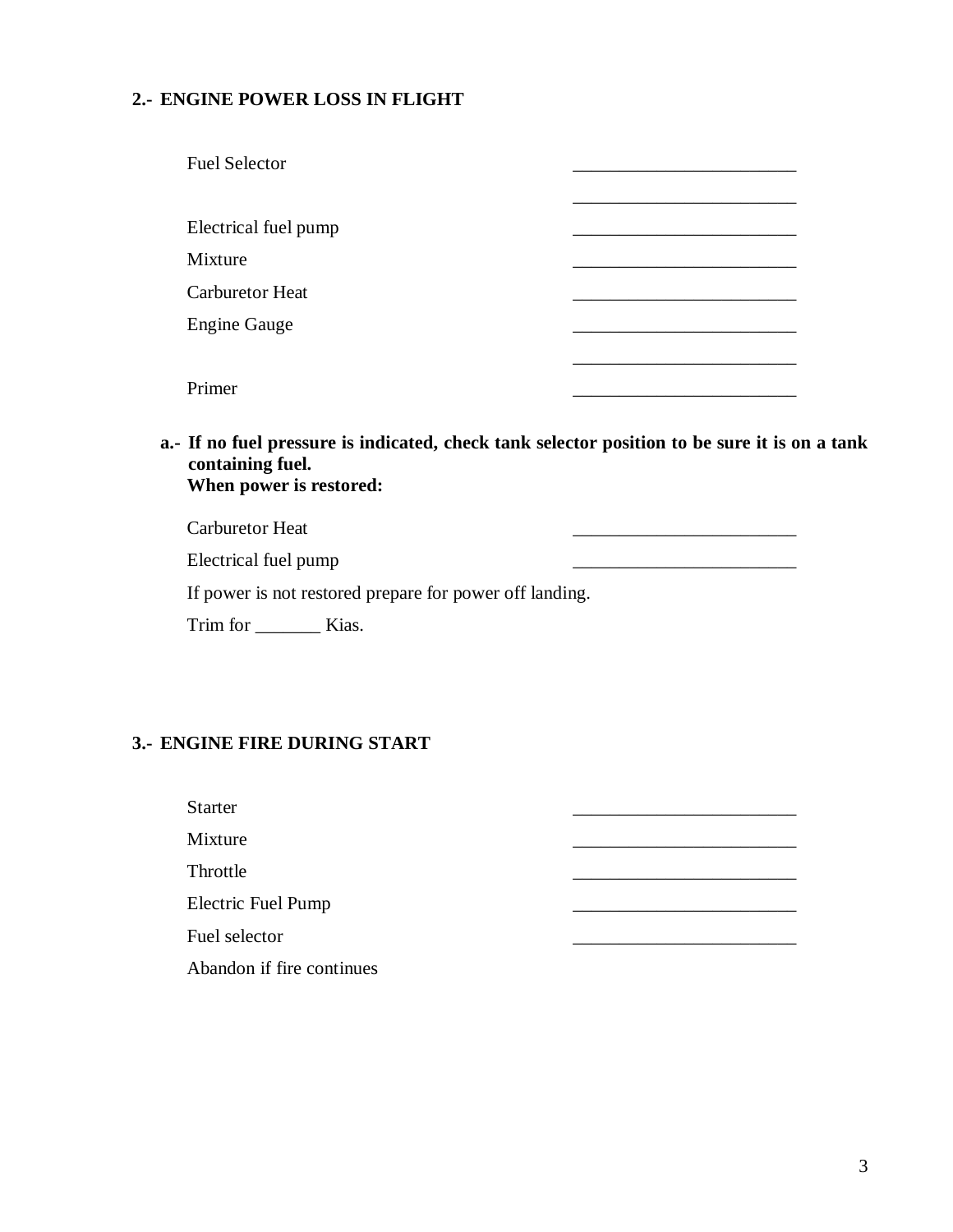**2.- ENGINE POWER LOSS IN FLIGHT**

| | |
|---|---|
| Fuel Selector | ________________________ |
| | ________________________ |
| Electrical fuel pump | ________________________ |
| Mixture | ________________________ |
| Carburetor Heat | ________________________ |
| Engine Gauge | ________________________ |
| | ________________________ |
| Primer | ________________________ |

**a.- If no fuel pressure is indicated, check tank selector position to be sure it is on a tank containing fuel.**
**When power is restored:**

| | |
|---|---|
| Carburetor Heat | ________________________ |
| Electrical fuel pump | ________________________ |

If power is not restored prepare for power off landing.

Trim for _______ Kias.

**3.- ENGINE FIRE DURING START**

| | |
|---|---|
| Starter | ________________________ |
| Mixture | ________________________ |
| Throttle | ________________________ |
| Electric Fuel Pump | ________________________ |
| Fuel selector | ________________________ |

Abandon if fire continues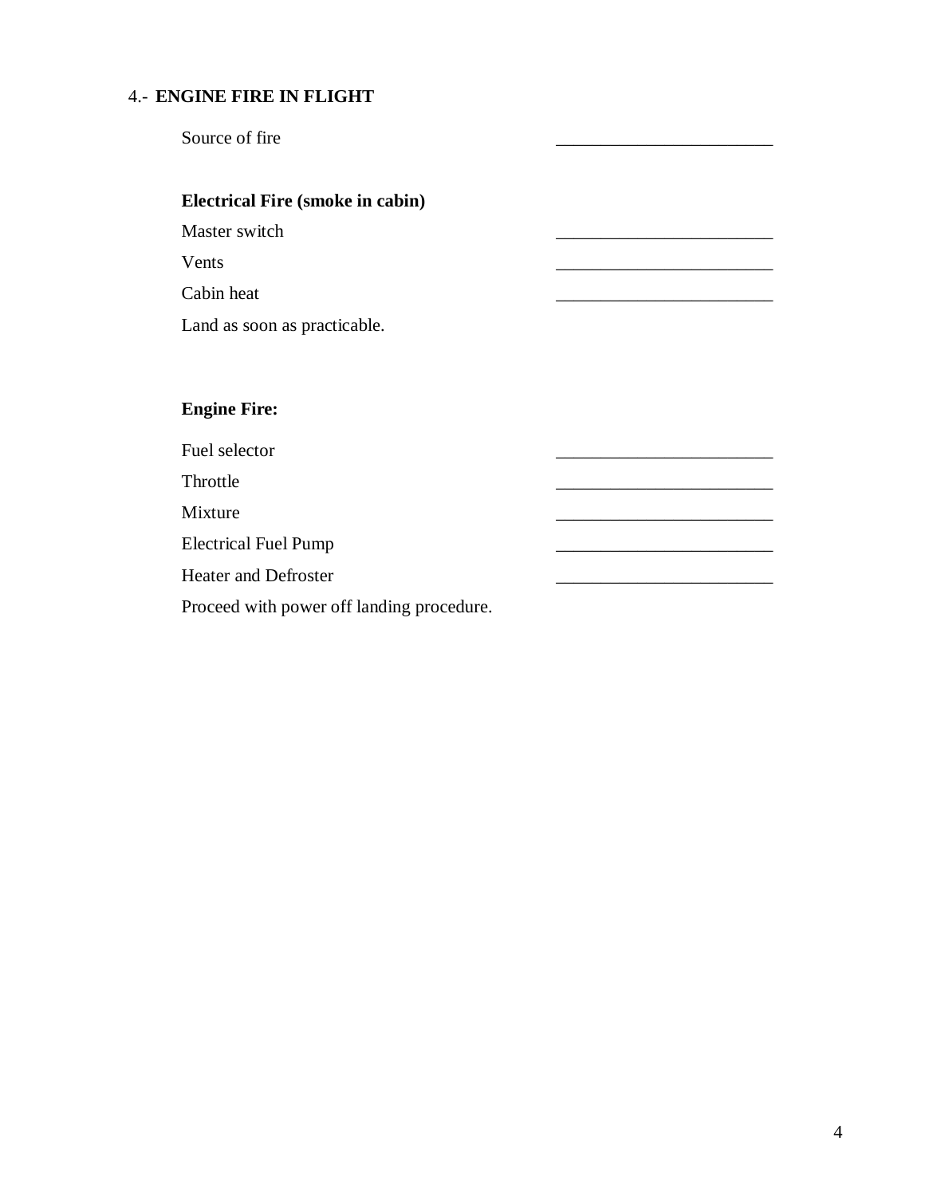## 4.- ENGINE FIRE IN FLIGHT

Source of fire ________________________

**Electrical Fire (smoke in cabin)**

Master switch ________________________

Vents ________________________

Cabin heat ________________________

Land as soon as practicable.

**Engine Fire:**

Fuel selector ________________________

Throttle ________________________

Mixture ________________________

Electrical Fuel Pump ________________________

Heater and Defroster ________________________

Proceed with power off landing procedure.